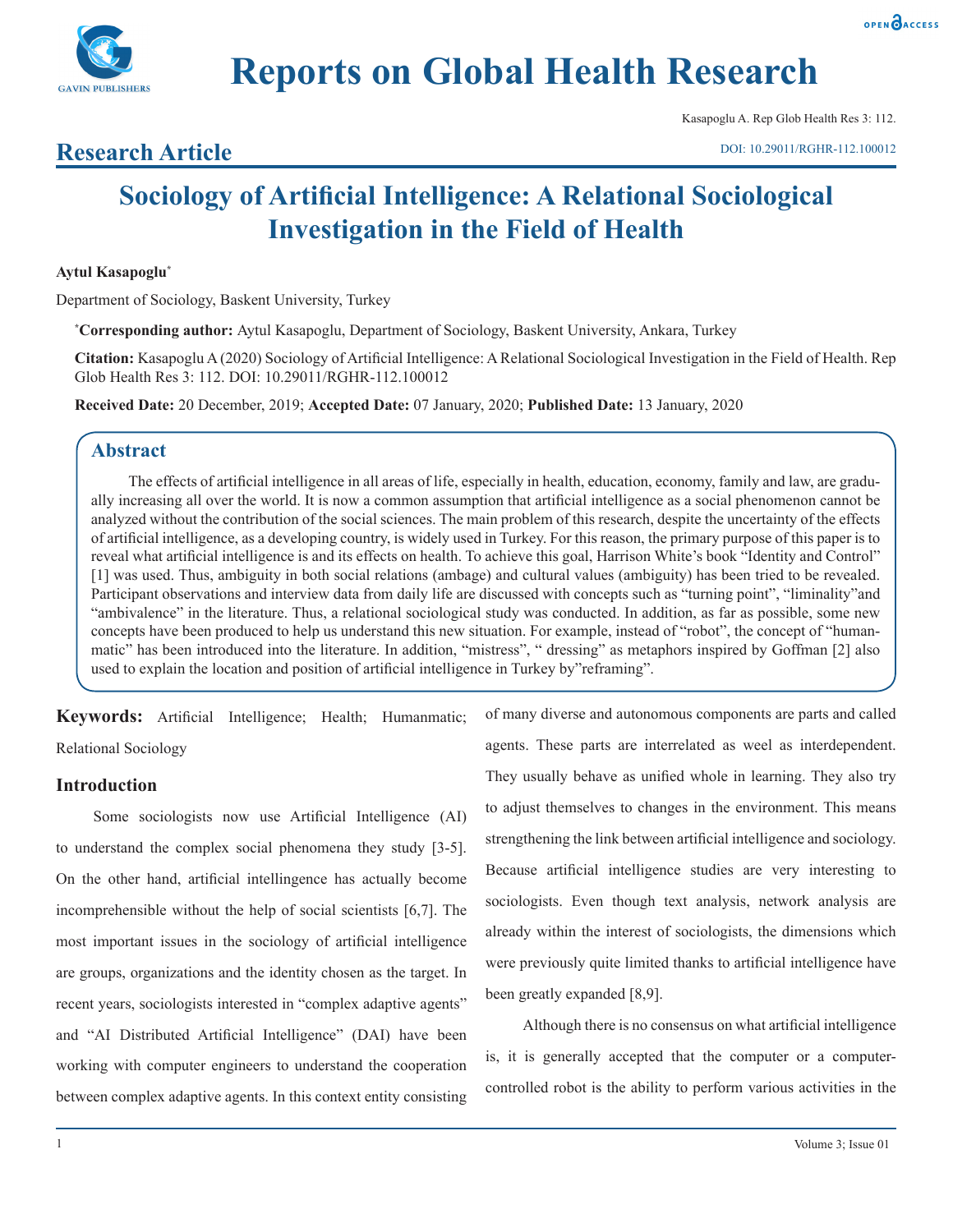# Sociology of Artificial Intelligence: A Relational Sociological Investigation in the Field of Health

**Aytul Kasapoglu***

Department of Sociology, Baskent University, Turkey

***Corresponding author:** Aytul Kasapoglu, Department of Sociology, Baskent University, Ankara, Turkey

**Citation:** Kasapoglu A (2020) Sociology of Artificial Intelligence: A Relational Sociological Investigation in the Field of Health. Rep Glob Health Res 3: 112. DOI: 10.29011/RGHR-112.100012

**Received Date:** 20 December, 2019; **Accepted Date:** 07 January, 2020; **Published Date:** 13 January, 2020

## Abstract

The effects of artificial intelligence in all areas of life, especially in health, education, economy, family and law, are gradually increasing all over the world. It is now a common assumption that artificial intelligence as a social phenomenon cannot be analyzed without the contribution of the social sciences. The main problem of this research, despite the uncertainty of the effects of artificial intelligence, as a developing country, is widely used in Turkey. For this reason, the primary purpose of this paper is to reveal what artificial intelligence is and its effects on health. To achieve this goal, Harrison White's book "Identity and Control" [1] was used. Thus, ambiguity in both social relations (ambage) and cultural values (ambiguity) has been tried to be revealed. Participant observations and interview data from daily life are discussed with concepts such as "turning point", "liminality"and "ambivalence" in the literature. Thus, a relational sociological study was conducted. In addition, as far as possible, some new concepts have been produced to help us understand this new situation. For example, instead of "robot", the concept of "humanmatic" has been introduced into the literature. In addition, "mistress", " dressing" as metaphors inspired by Goffman [2] also used to explain the location and position of artificial intelligence in Turkey by"reframing".

**Keywords:** Artificial Intelligence; Health; Humanmatic; Relational Sociology

## Introduction

Some sociologists now use Artificial Intelligence (AI) to understand the complex social phenomena they study [3-5]. On the other hand, artificial intellingence has actually become incomprehensible without the help of social scientists [6,7]. The most important issues in the sociology of artificial intelligence are groups, organizations and the identity chosen as the target. In recent years, sociologists interested in "complex adaptive agents" and "AI Distributed Artificial Intelligence" (DAI) have been working with computer engineers to understand the cooperation between complex adaptive agents. In this context entity consisting of many diverse and autonomous components are parts and called agents. These parts are interrelated as weel as interdependent. They usually behave as unified whole in learning. They also try to adjust themselves to changes in the environment. This means strengthening the link between artificial intelligence and sociology. Because artificial intelligence studies are very interesting to sociologists. Even though text analysis, network analysis are already within the interest of sociologists, the dimensions which were previously quite limited thanks to artificial intelligence have been greatly expanded [8,9].

Although there is no consensus on what artificial intelligence is, it is generally accepted that the computer or a computer-controlled robot is the ability to perform various activities in the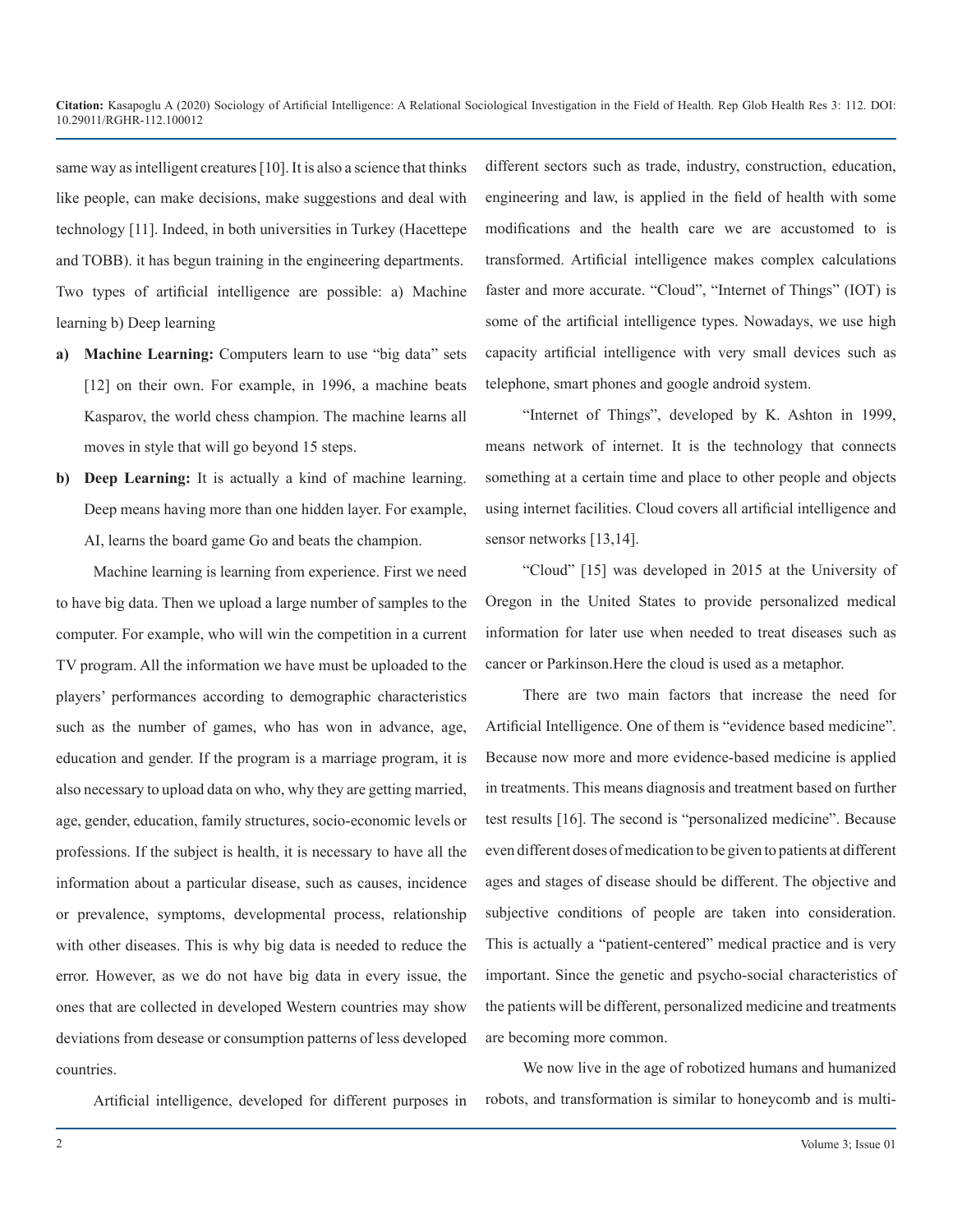same way as intelligent creatures [10]. It is also a science that thinks like people, can make decisions, make suggestions and deal with technology [11]. Indeed, in both universities in Turkey (Hacettepe and TOBB). it has begun training in the engineering departments. Two types of artificial intelligence are possible: a) Machine learning b) Deep learning

a) **Machine Learning:** Computers learn to use "big data" sets [12] on their own. For example, in 1996, a machine beats Kasparov, the world chess champion. The machine learns all moves in style that will go beyond 15 steps.

b) **Deep Learning:** It is actually a kind of machine learning. Deep means having more than one hidden layer. For example, AI, learns the board game Go and beats the champion.

Machine learning is learning from experience. First we need to have big data. Then we upload a large number of samples to the computer. For example, who will win the competition in a current TV program. All the information we have must be uploaded to the players' performances according to demographic characteristics such as the number of games, who has won in advance, age, education and gender. If the program is a marriage program, it is also necessary to upload data on who, why they are getting married, age, gender, education, family structures, socio-economic levels or professions. If the subject is health, it is necessary to have all the information about a particular disease, such as causes, incidence or prevalence, symptoms, developmental process, relationship with other diseases. This is why big data is needed to reduce the error. However, as we do not have big data in every issue, the ones that are collected in developed Western countries may show deviations from disease or consumption patterns of less developed countries.

Artificial intelligence, developed for different purposes in different sectors such as trade, industry, construction, education, engineering and law, is applied in the field of health with some modifications and the health care we are accustomed to is transformed. Artificial intelligence makes complex calculations faster and more accurate. "Cloud", "Internet of Things" (IOT) is some of the artificial intelligence types. Nowadays, we use high capacity artificial intelligence with very small devices such as telephone, smart phones and google android system.

"Internet of Things", developed by K. Ashton in 1999, means network of internet. It is the technology that connects something at a certain time and place to other people and objects using internet facilities. Cloud covers all artificial intelligence and sensor networks [13,14].

"Cloud" [15] was developed in 2015 at the University of Oregon in the United States to provide personalized medical information for later use when needed to treat diseases such as cancer or Parkinson.Here the cloud is used as a metaphor.

There are two main factors that increase the need for Artificial Intelligence. One of them is "evidence based medicine". Because now more and more evidence-based medicine is applied in treatments. This means diagnosis and treatment based on further test results [16]. The second is "personalized medicine". Because even different doses of medication to be given to patients at different ages and stages of disease should be different. The objective and subjective conditions of people are taken into consideration. This is actually a "patient-centered" medical practice and is very important. Since the genetic and psycho-social characteristics of the patients will be different, personalized medicine and treatments are becoming more common.

We now live in the age of robotized humans and humanized robots, and transformation is similar to honeycomb and is multi-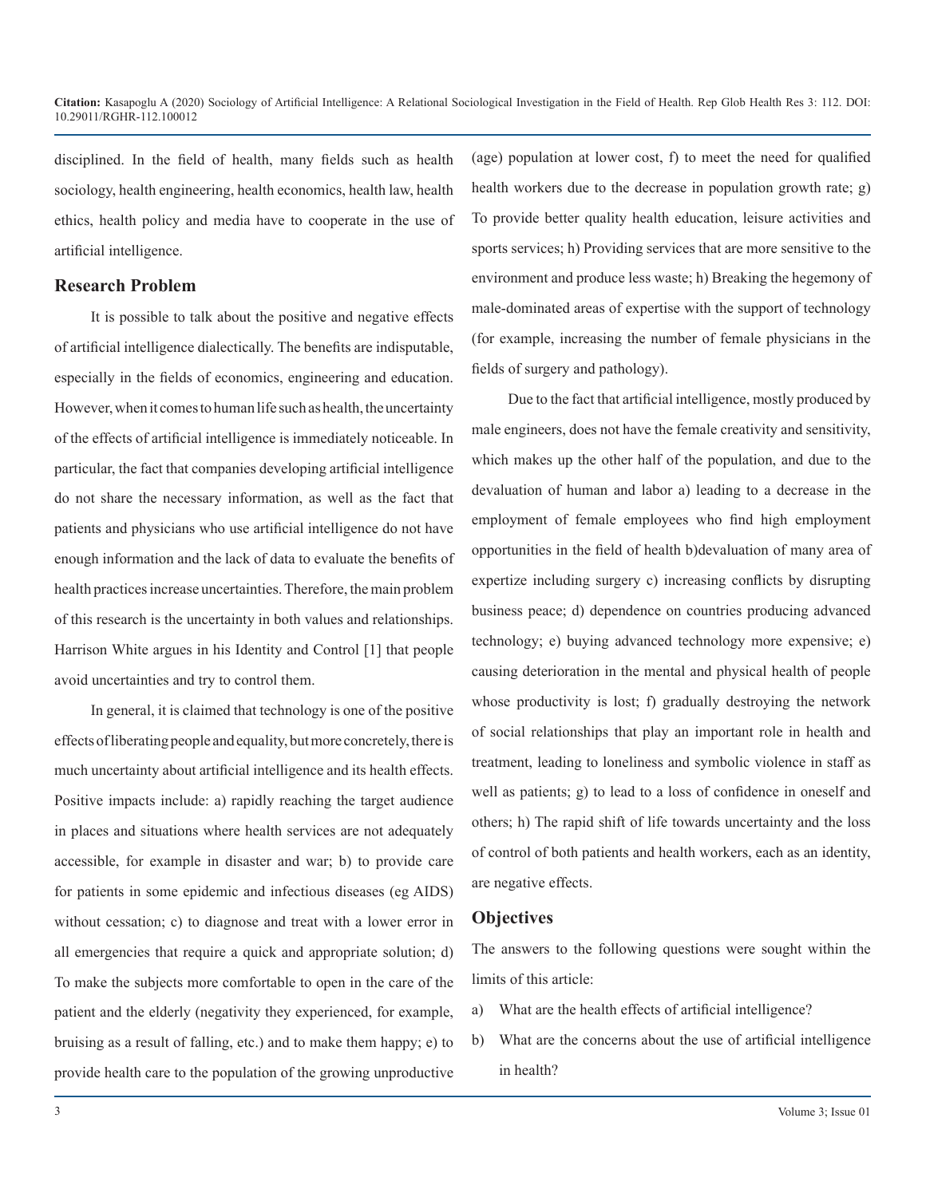disciplined. In the field of health, many fields such as health sociology, health engineering, health economics, health law, health ethics, health policy and media have to cooperate in the use of artificial intelligence.

## Research Problem

It is possible to talk about the positive and negative effects of artificial intelligence dialectically. The benefits are indisputable, especially in the fields of economics, engineering and education. However, when it comes to human life such as health, the uncertainty of the effects of artificial intelligence is immediately noticeable. In particular, the fact that companies developing artificial intelligence do not share the necessary information, as well as the fact that patients and physicians who use artificial intelligence do not have enough information and the lack of data to evaluate the benefits of health practices increase uncertainties. Therefore, the main problem of this research is the uncertainty in both values and relationships. Harrison White argues in his Identity and Control [1] that people avoid uncertainties and try to control them.

In general, it is claimed that technology is one of the positive effects of liberating people and equality, but more concretely, there is much uncertainty about artificial intelligence and its health effects. Positive impacts include: a) rapidly reaching the target audience in places and situations where health services are not adequately accessible, for example in disaster and war; b) to provide care for patients in some epidemic and infectious diseases (eg AIDS) without cessation; c) to diagnose and treat with a lower error in all emergencies that require a quick and appropriate solution; d) To make the subjects more comfortable to open in the care of the patient and the elderly (negativity they experienced, for example, bruising as a result of falling, etc.) and to make them happy; e) to provide health care to the population of the growing unproductive (age) population at lower cost, f) to meet the need for qualified health workers due to the decrease in population growth rate; g) To provide better quality health education, leisure activities and sports services; h) Providing services that are more sensitive to the environment and produce less waste; h) Breaking the hegemony of male-dominated areas of expertise with the support of technology (for example, increasing the number of female physicians in the fields of surgery and pathology).

Due to the fact that artificial intelligence, mostly produced by male engineers, does not have the female creativity and sensitivity, which makes up the other half of the population, and due to the devaluation of human and labor a) leading to a decrease in the employment of female employees who find high employment opportunities in the field of health b)devaluation of many area of expertize including surgery c) increasing conflicts by disrupting business peace; d) dependence on countries producing advanced technology; e) buying advanced technology more expensive; e) causing deterioration in the mental and physical health of people whose productivity is lost; f) gradually destroying the network of social relationships that play an important role in health and treatment, leading to loneliness and symbolic violence in staff as well as patients; g) to lead to a loss of confidence in oneself and others; h) The rapid shift of life towards uncertainty and the loss of control of both patients and health workers, each as an identity, are negative effects.

## Objectives

The answers to the following questions were sought within the limits of this article:

a) What are the health effects of artificial intelligence?
b) What are the concerns about the use of artificial intelligence in health?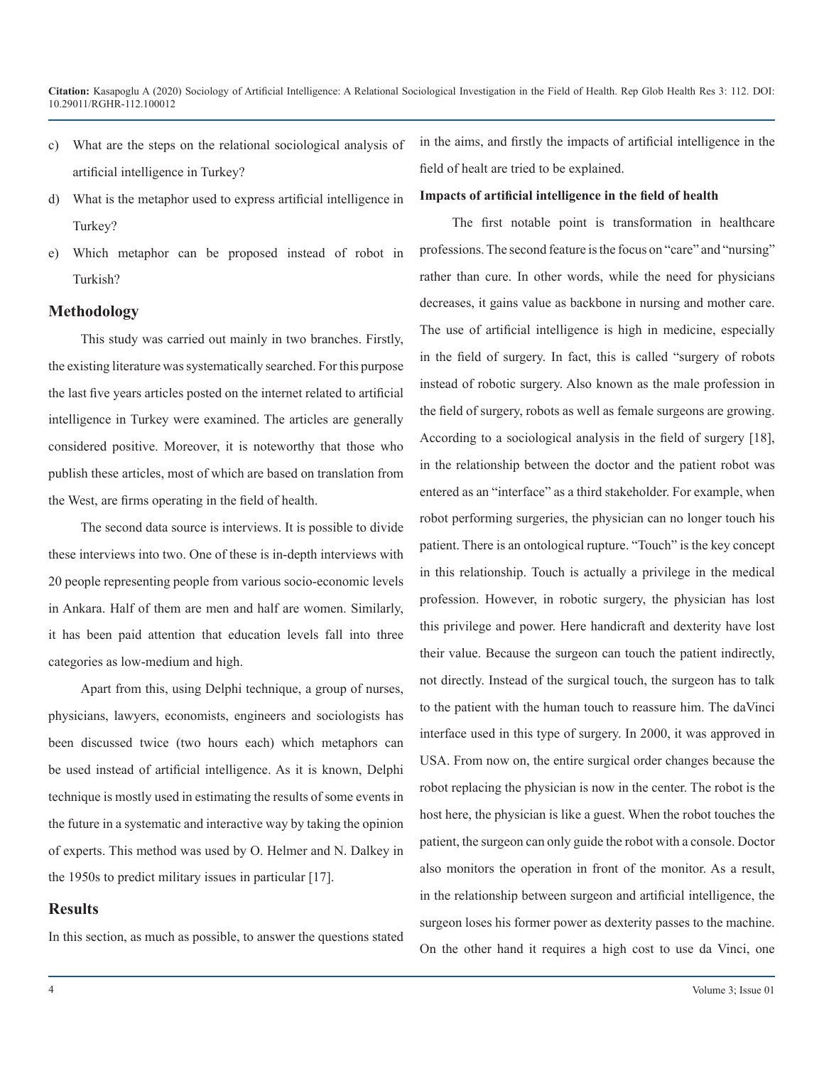c) What are the steps on the relational sociological analysis of artificial intelligence in Turkey?

d) What is the metaphor used to express artificial intelligence in Turkey?

e) Which metaphor can be proposed instead of robot in Turkish?

## Methodology

This study was carried out mainly in two branches. Firstly, the existing literature was systematically searched. For this purpose the last five years articles posted on the internet related to artificial intelligence in Turkey were examined. The articles are generally considered positive. Moreover, it is noteworthy that those who publish these articles, most of which are based on translation from the West, are firms operating in the field of health.

The second data source is interviews. It is possible to divide these interviews into two. One of these is in-depth interviews with 20 people representing people from various socio-economic levels in Ankara. Half of them are men and half are women. Similarly, it has been paid attention that education levels fall into three categories as low-medium and high.

Apart from this, using Delphi technique, a group of nurses, physicians, lawyers, economists, engineers and sociologists has been discussed twice (two hours each) which metaphors can be used instead of artificial intelligence. As it is known, Delphi technique is mostly used in estimating the results of some events in the future in a systematic and interactive way by taking the opinion of experts. This method was used by O. Helmer and N. Dalkey in the 1950s to predict military issues in particular [17].

## Results

In this section, as much as possible, to answer the questions stated in the aims, and firstly the impacts of artificial intelligence in the field of healt are tried to be explained.

**Impacts of artificial intelligence in the field of health**

The first notable point is transformation in healthcare professions. The second feature is the focus on "care" and "nursing" rather than cure. In other words, while the need for physicians decreases, it gains value as backbone in nursing and mother care. The use of artificial intelligence is high in medicine, especially in the field of surgery. In fact, this is called "surgery of robots instead of robotic surgery. Also known as the male profession in the field of surgery, robots as well as female surgeons are growing. According to a sociological analysis in the field of surgery [18], in the relationship between the doctor and the patient robot was entered as an "interface" as a third stakeholder. For example, when robot performing surgeries, the physician can no longer touch his patient. There is an ontological rupture. "Touch" is the key concept in this relationship. Touch is actually a privilege in the medical profession. However, in robotic surgery, the physician has lost this privilege and power. Here handicraft and dexterity have lost their value. Because the surgeon can touch the patient indirectly, not directly. Instead of the surgical touch, the surgeon has to talk to the patient with the human touch to reassure him. The daVinci interface used in this type of surgery. In 2000, it was approved in USA. From now on, the entire surgical order changes because the robot replacing the physician is now in the center. The robot is the host here, the physician is like a guest. When the robot touches the patient, the surgeon can only guide the robot with a console. Doctor also monitors the operation in front of the monitor. As a result, in the relationship between surgeon and artificial intelligence, the surgeon loses his former power as dexterity passes to the machine. On the other hand it requires a high cost to use da Vinci, one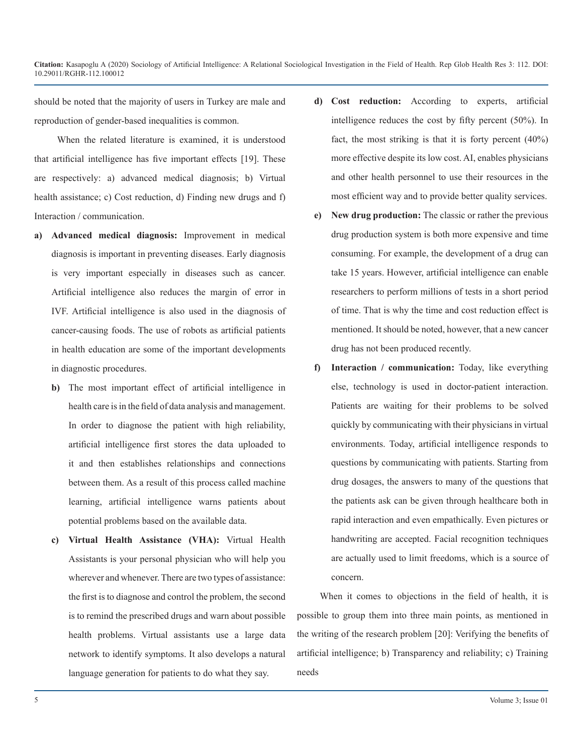should be noted that the majority of users in Turkey are male and reproduction of gender-based inequalities is common.

When the related literature is examined, it is understood that artificial intelligence has five important effects [19]. These are respectively: a) advanced medical diagnosis; b) Virtual health assistance; c) Cost reduction, d) Finding new drugs and f) Interaction / communication.

a) **Advanced medical diagnosis:** Improvement in medical diagnosis is important in preventing diseases. Early diagnosis is very important especially in diseases such as cancer. Artificial intelligence also reduces the margin of error in IVF. Artificial intelligence is also used in the diagnosis of cancer-causing foods. The use of robots as artificial patients in health education are some of the important developments in diagnostic procedures.

   b) The most important effect of artificial intelligence in health care is in the field of data analysis and management. In order to diagnose the patient with high reliability, artificial intelligence first stores the data uploaded to it and then establishes relationships and connections between them. As a result of this process called machine learning, artificial intelligence warns patients about potential problems based on the available data.

   c) **Virtual Health Assistance (VHA):** Virtual Health Assistants is your personal physician who will help you wherever and whenever. There are two types of assistance: the first is to diagnose and control the problem, the second is to remind the prescribed drugs and warn about possible health problems. Virtual assistants use a large data network to identify symptoms. It also develops a natural language generation for patients to do what they say.

d) **Cost reduction:** According to experts, artificial intelligence reduces the cost by fifty percent (50%). In fact, the most striking is that it is forty percent (40%) more effective despite its low cost. AI, enables physicians and other health personnel to use their resources in the most efficient way and to provide better quality services.

e) **New drug production:** The classic or rather the previous drug production system is both more expensive and time consuming. For example, the development of a drug can take 15 years. However, artificial intelligence can enable researchers to perform millions of tests in a short period of time. That is why the time and cost reduction effect is mentioned. It should be noted, however, that a new cancer drug has not been produced recently.

f) **Interaction / communication:** Today, like everything else, technology is used in doctor-patient interaction. Patients are waiting for their problems to be solved quickly by communicating with their physicians in virtual environments. Today, artificial intelligence responds to questions by communicating with patients. Starting from drug dosages, the answers to many of the questions that the patients ask can be given through healthcare both in rapid interaction and even empathically. Even pictures or handwriting are accepted. Facial recognition techniques are actually used to limit freedoms, which is a source of concern.

When it comes to objections in the field of health, it is possible to group them into three main points, as mentioned in the writing of the research problem [20]: Verifying the benefits of artificial intelligence; b) Transparency and reliability; c) Training needs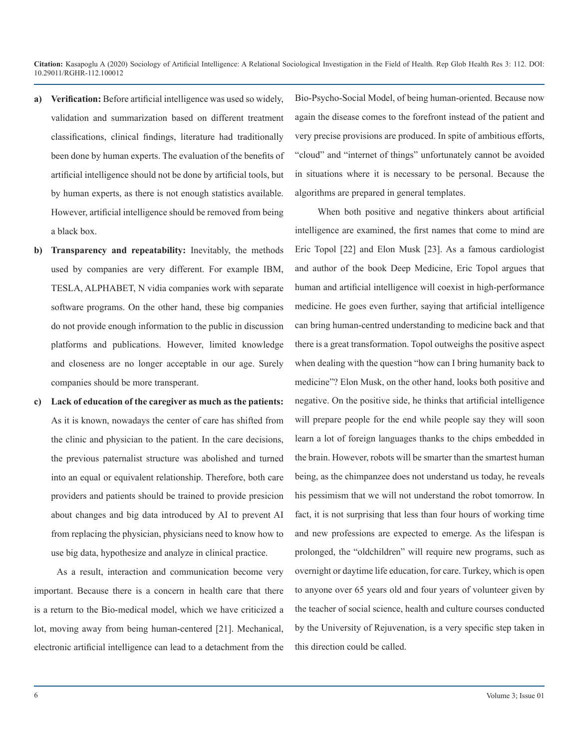- **a) Verification:** Before artificial intelligence was used so widely, validation and summarization based on different treatment classifications, clinical findings, literature had traditionally been done by human experts. The evaluation of the benefits of artificial intelligence should not be done by artificial tools, but by human experts, as there is not enough statistics available. However, artificial intelligence should be removed from being a black box.
- **b) Transparency and repeatability:** Inevitably, the methods used by companies are very different. For example IBM, TESLA, ALPHABET, N vidia companies work with separate software programs. On the other hand, these big companies do not provide enough information to the public in discussion platforms and publications. However, limited knowledge and closeness are no longer acceptable in our age. Surely companies should be more transperant.
- **c) Lack of education of the caregiver as much as the patients:** As it is known, nowadays the center of care has shifted from the clinic and physician to the patient. In the care decisions, the previous paternalist structure was abolished and turned into an equal or equivalent relationship. Therefore, both care providers and patients should be trained to provide presicion about changes and big data introduced by AI to prevent AI from replacing the physician, physicians need to know how to use big data, hypothesize and analyze in clinical practice.

As a result, interaction and communication become very important. Because there is a concern in health care that there is a return to the Bio-medical model, which we have criticized a lot, moving away from being human-centered [21]. Mechanical, electronic artificial intelligence can lead to a detachment from the Bio-Psycho-Social Model, of being human-oriented. Because now again the disease comes to the forefront instead of the patient and very precise provisions are produced. In spite of ambitious efforts, "cloud" and "internet of things" unfortunately cannot be avoided in situations where it is necessary to be personal. Because the algorithms are prepared in general templates.

When both positive and negative thinkers about artificial intelligence are examined, the first names that come to mind are Eric Topol [22] and Elon Musk [23]. As a famous cardiologist and author of the book Deep Medicine, Eric Topol argues that human and artificial intelligence will coexist in high-performance medicine. He goes even further, saying that artificial intelligence can bring human-centred understanding to medicine back and that there is a great transformation. Topol outweighs the positive aspect when dealing with the question "how can I bring humanity back to medicine"? Elon Musk, on the other hand, looks both positive and negative. On the positive side, he thinks that artificial intelligence will prepare people for the end while people say they will soon learn a lot of foreign languages thanks to the chips embedded in the brain. However, robots will be smarter than the smartest human being, as the chimpanzee does not understand us today, he reveals his pessimism that we will not understand the robot tomorrow. In fact, it is not surprising that less than four hours of working time and new professions are expected to emerge. As the lifespan is prolonged, the "oldchildren" will require new programs, such as overnight or daytime life education, for care. Turkey, which is open to anyone over 65 years old and four years of volunteer given by the teacher of social science, health and culture courses conducted by the University of Rejuvenation, is a very specific step taken in this direction could be called.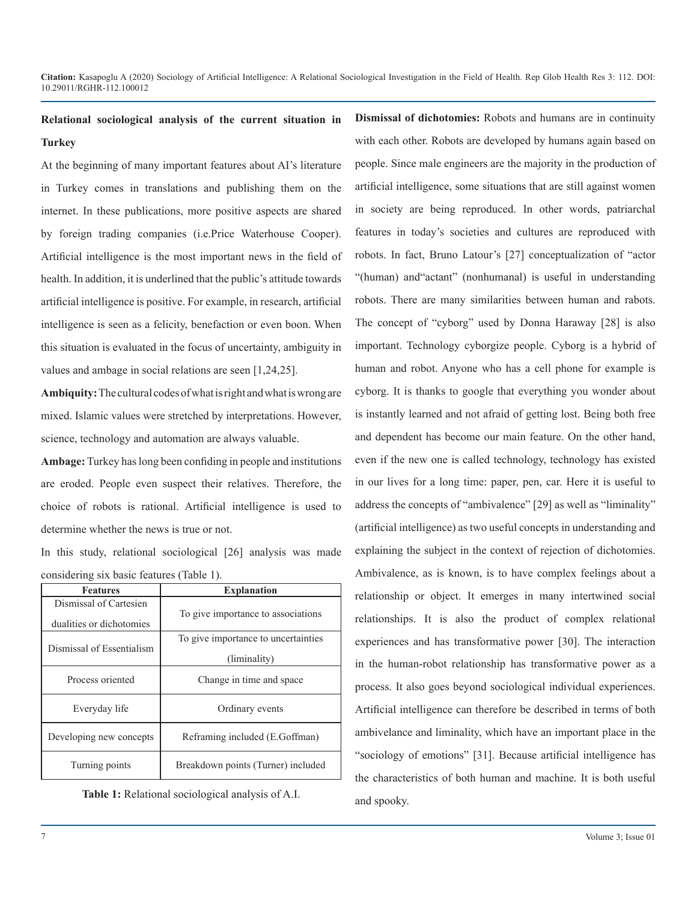**Relational sociological analysis of the current situation in Turkey**

At the beginning of many important features about AI's literature in Turkey comes in translations and publishing them on the internet. In these publications, more positive aspects are shared by foreign trading companies (i.e.Price Waterhouse Cooper). Artificial intelligence is the most important news in the field of health. In addition, it is underlined that the public's attitude towards artificial intelligence is positive. For example, in research, artificial intelligence is seen as a felicity, benefaction or even boon. When this situation is evaluated in the focus of uncertainty, ambiguity in values and ambage in social relations are seen [1,24,25].

**Ambiquity:** The cultural codes of what is right and what is wrong are mixed. Islamic values were stretched by interpretations. However, science, technology and automation are always valuable.

**Ambage:** Turkey has long been confiding in people and institutions are eroded. People even suspect their relatives. Therefore, the choice of robots is rational. Artificial intelligence is used to determine whether the news is true or not.

In this study, relational sociological [26] analysis was made considering six basic features (Table 1).

| Features | Explanation |
| --- | --- |
| Dismissal of Cartesien dualities or dichotomies | To give importance to associations |
| Dismissal of Essentialism | To give importance to uncertainties (liminality) |
| Process oriented | Change in time and space |
| Everyday life | Ordinary events |
| Developing new concepts | Reframing included (E.Goffman) |
| Turning points | Breakdown points (Turner) included |

**Table 1:** Relational sociological analysis of A.I.

**Dismissal of dichotomies:** Robots and humans are in continuity with each other. Robots are developed by humans again based on people. Since male engineers are the majority in the production of artificial intelligence, some situations that are still against women in society are being reproduced. In other words, patriarchal features in today's societies and cultures are reproduced with robots. In fact, Bruno Latour's [27] conceptualization of "actor "(human) and"actant" (nonhumanal) is useful in understanding robots. There are many similarities between human and rabots. The concept of "cyborg" used by Donna Haraway [28] is also important. Technology cyborgize people. Cyborg is a hybrid of human and robot. Anyone who has a cell phone for example is cyborg. It is thanks to google that everything you wonder about is instantly learned and not afraid of getting lost. Being both free and dependent has become our main feature. On the other hand, even if the new one is called technology, technology has existed in our lives for a long time: paper, pen, car. Here it is useful to address the concepts of "ambivalence" [29] as well as "liminality" (artificial intelligence) as two useful concepts in understanding and explaining the subject in the context of rejection of dichotomies. Ambivalence, as is known, is to have complex feelings about a relationship or object. It emerges in many intertwined social relationships. It is also the product of complex relational experiences and has transformative power [30]. The interaction in the human-robot relationship has transformative power as a process. It also goes beyond sociological individual experiences. Artificial intelligence can therefore be described in terms of both ambivelance and liminality, which have an important place in the "sociology of emotions" [31]. Because artificial intelligence has the characteristics of both human and machine. It is both useful and spooky.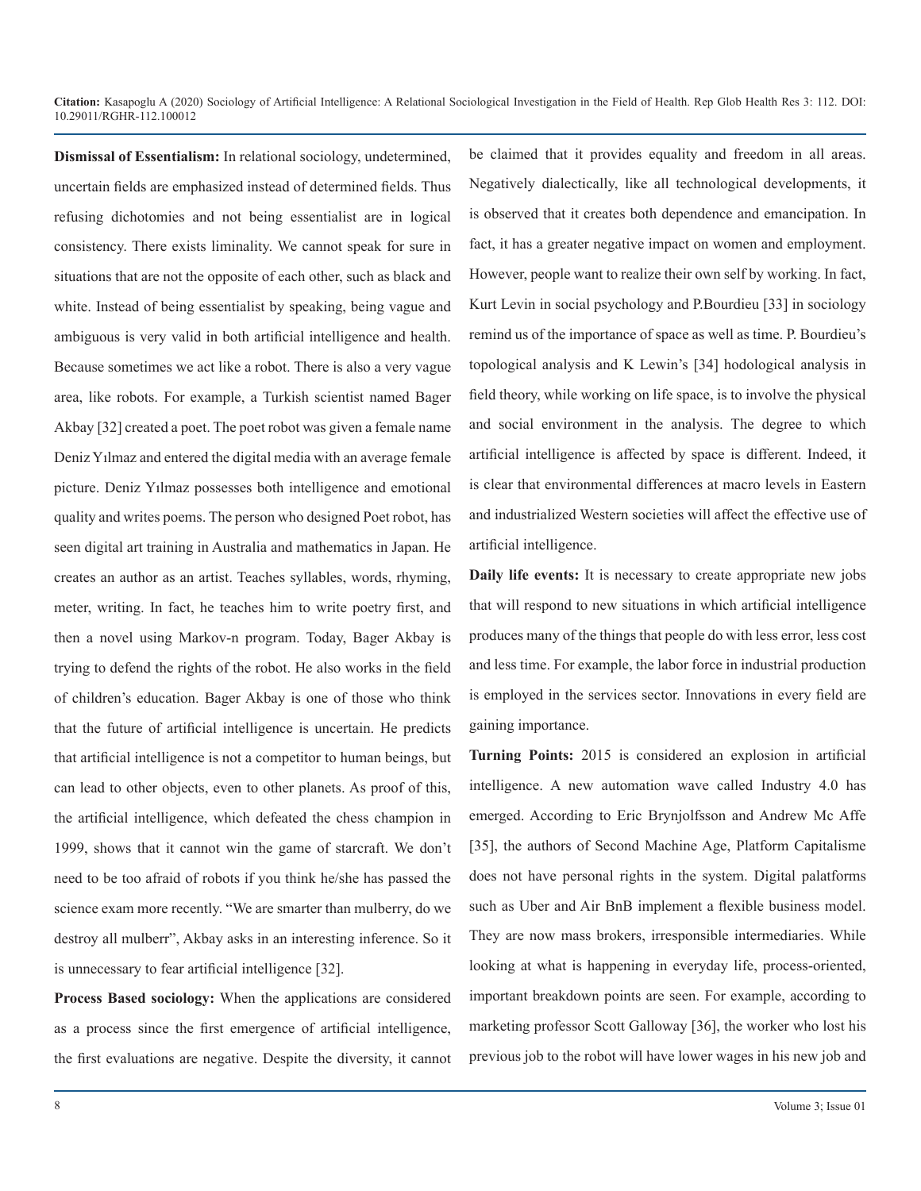**Dismissal of Essentialism:** In relational sociology, undetermined, uncertain fields are emphasized instead of determined fields. Thus refusing dichotomies and not being essentialist are in logical consistency. There exists liminality. We cannot speak for sure in situations that are not the opposite of each other, such as black and white. Instead of being essentialist by speaking, being vague and ambiguous is very valid in both artificial intelligence and health. Because sometimes we act like a robot. There is also a very vague area, like robots. For example, a Turkish scientist named Bager Akbay [32] created a poet. The poet robot was given a female name Deniz Yılmaz and entered the digital media with an average female picture. Deniz Yılmaz possesses both intelligence and emotional quality and writes poems. The person who designed Poet robot, has seen digital art training in Australia and mathematics in Japan. He creates an author as an artist. Teaches syllables, words, rhyming, meter, writing. In fact, he teaches him to write poetry first, and then a novel using Markov-n program. Today, Bager Akbay is trying to defend the rights of the robot. He also works in the field of children's education. Bager Akbay is one of those who think that the future of artificial intelligence is uncertain. He predicts that artificial intelligence is not a competitor to human beings, but can lead to other objects, even to other planets. As proof of this, the artificial intelligence, which defeated the chess champion in 1999, shows that it cannot win the game of starcraft. We don't need to be too afraid of robots if you think he/she has passed the science exam more recently. "We are smarter than mulberry, do we destroy all mulberr", Akbay asks in an interesting inference. So it is unnecessary to fear artificial intelligence [32].

**Process Based sociology:** When the applications are considered as a process since the first emergence of artificial intelligence, the first evaluations are negative. Despite the diversity, it cannot be claimed that it provides equality and freedom in all areas. Negatively dialectically, like all technological developments, it is observed that it creates both dependence and emancipation. In fact, it has a greater negative impact on women and employment. However, people want to realize their own self by working. In fact, Kurt Levin in social psychology and P.Bourdieu [33] in sociology remind us of the importance of space as well as time. P. Bourdieu's topological analysis and K Lewin's [34] hodological analysis in field theory, while working on life space, is to involve the physical and social environment in the analysis. The degree to which artificial intelligence is affected by space is different. Indeed, it is clear that environmental differences at macro levels in Eastern and industrialized Western societies will affect the effective use of artificial intelligence.

**Daily life events:** It is necessary to create appropriate new jobs that will respond to new situations in which artificial intelligence produces many of the things that people do with less error, less cost and less time. For example, the labor force in industrial production is employed in the services sector. Innovations in every field are gaining importance.

**Turning Points:** 2015 is considered an explosion in artificial intelligence. A new automation wave called Industry 4.0 has emerged. According to Eric Brynjolfsson and Andrew Mc Affe [35], the authors of Second Machine Age, Platform Capitalisme does not have personal rights in the system. Digital palatforms such as Uber and Air BnB implement a flexible business model. They are now mass brokers, irresponsible intermediaries. While looking at what is happening in everyday life, process-oriented, important breakdown points are seen. For example, according to marketing professor Scott Galloway [36], the worker who lost his previous job to the robot will have lower wages in his new job and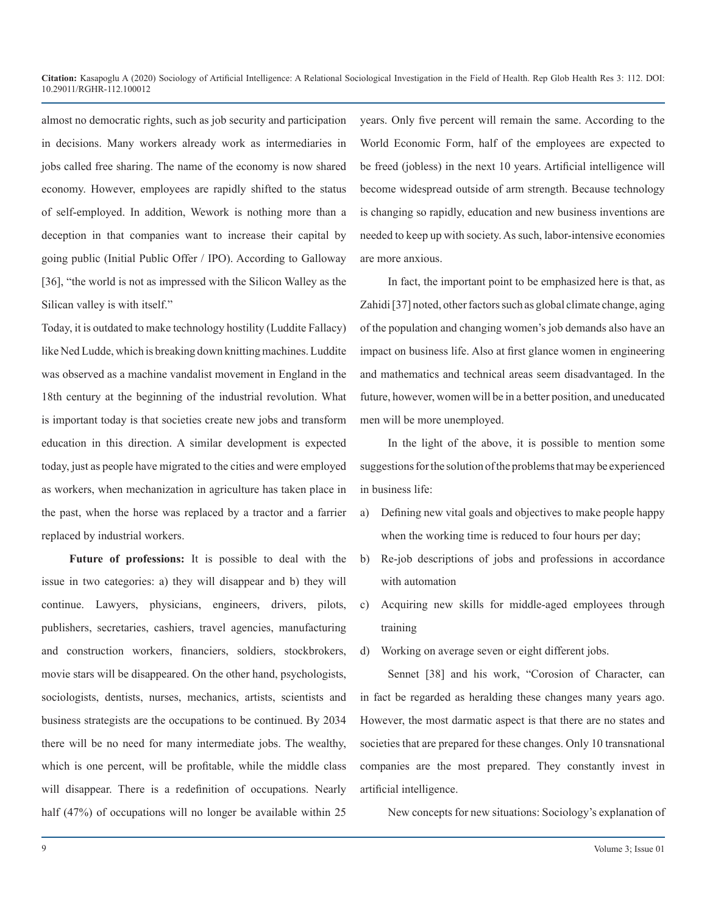almost no democratic rights, such as job security and participation in decisions. Many workers already work as intermediaries in jobs called free sharing. The name of the economy is now shared economy. However, employees are rapidly shifted to the status of self-employed. In addition, Wework is nothing more than a deception in that companies want to increase their capital by going public (Initial Public Offer / IPO). According to Galloway [36], "the world is not as impressed with the Silicon Walley as the Silican valley is with itself."

Today, it is outdated to make technology hostility (Luddite Fallacy) like Ned Ludde, which is breaking down knitting machines. Luddite was observed as a machine vandalist movement in England in the 18th century at the beginning of the industrial revolution. What is important today is that societies create new jobs and transform education in this direction. A similar development is expected today, just as people have migrated to the cities and were employed as workers, when mechanization in agriculture has taken place in the past, when the horse was replaced by a tractor and a farrier replaced by industrial workers.

**Future of professions:** It is possible to deal with the issue in two categories: a) they will disappear and b) they will continue. Lawyers, physicians, engineers, drivers, pilots, publishers, secretaries, cashiers, travel agencies, manufacturing and construction workers, financiers, soldiers, stockbrokers, movie stars will be disappeared. On the other hand, psychologists, sociologists, dentists, nurses, mechanics, artists, scientists and business strategists are the occupations to be continued. By 2034 there will be no need for many intermediate jobs. The wealthy, which is one percent, will be profitable, while the middle class will disappear. There is a redefinition of occupations. Nearly half (47%) of occupations will no longer be available within 25 years. Only five percent will remain the same. According to the World Economic Form, half of the employees are expected to be freed (jobless) in the next 10 years. Artificial intelligence will become widespread outside of arm strength. Because technology is changing so rapidly, education and new business inventions are needed to keep up with society. As such, labor-intensive economies are more anxious.

In fact, the important point to be emphasized here is that, as Zahidi [37] noted, other factors such as global climate change, aging of the population and changing women's job demands also have an impact on business life. Also at first glance women in engineering and mathematics and technical areas seem disadvantaged. In the future, however, women will be in a better position, and uneducated men will be more unemployed.

In the light of the above, it is possible to mention some suggestions for the solution of the problems that may be experienced in business life:

a) Defining new vital goals and objectives to make people happy when the working time is reduced to four hours per day;
b) Re-job descriptions of jobs and professions in accordance with automation
c) Acquiring new skills for middle-aged employees through training
d) Working on average seven or eight different jobs.

Sennet [38] and his work, "Corosion of Character, can in fact be regarded as heralding these changes many years ago. However, the most darmatic aspect is that there are no states and societies that are prepared for these changes. Only 10 transnational companies are the most prepared. They constantly invest in artificial intelligence.

New concepts for new situations: Sociology's explanation of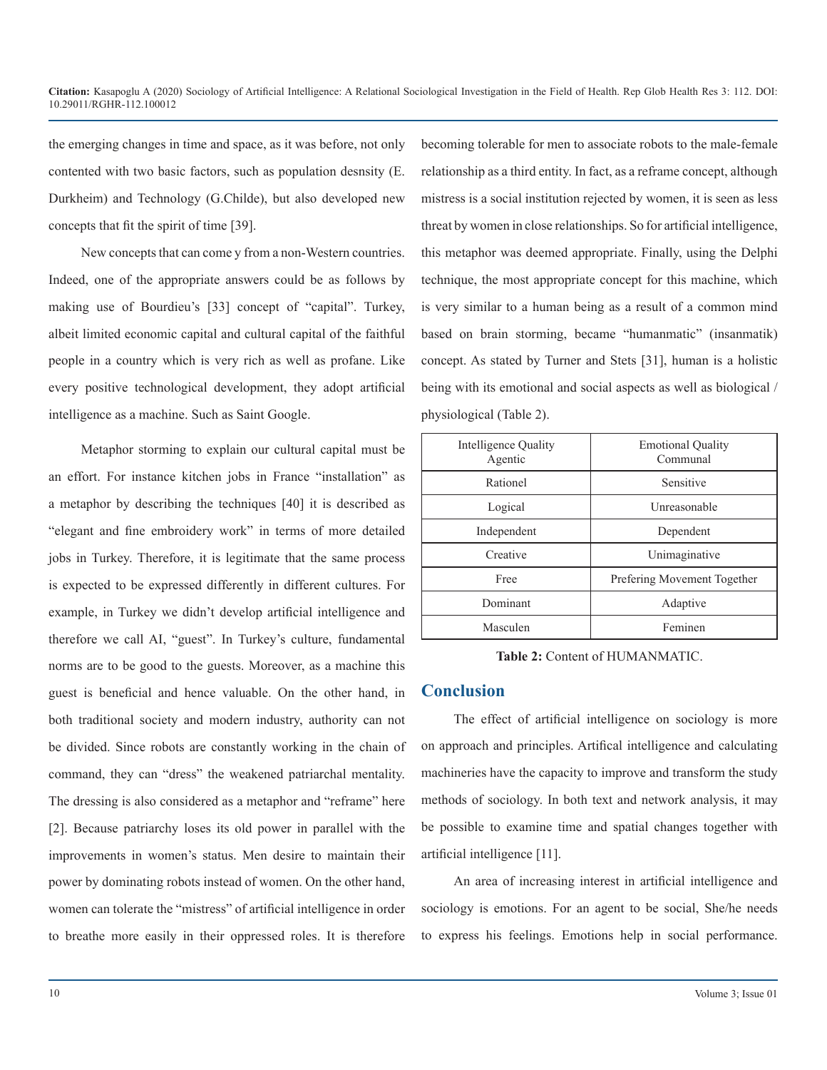the emerging changes in time and space, as it was before, not only contented with two basic factors, such as population desnsity (E. Durkheim) and Technology (G.Childe), but also developed new concepts that fit the spirit of time [39].

New concepts that can come y from a non-Western countries. Indeed, one of the appropriate answers could be as follows by making use of Bourdieu's [33] concept of "capital". Turkey, albeit limited economic capital and cultural capital of the faithful people in a country which is very rich as well as profane. Like every positive technological development, they adopt artificial intelligence as a machine. Such as Saint Google.

Metaphor storming to explain our cultural capital must be an effort. For instance kitchen jobs in France "installation" as a metaphor by describing the techniques [40] it is described as "elegant and fine embroidery work" in terms of more detailed jobs in Turkey. Therefore, it is legitimate that the same process is expected to be expressed differently in different cultures. For example, in Turkey we didn't develop artificial intelligence and therefore we call AI, "guest". In Turkey's culture, fundamental norms are to be good to the guests. Moreover, as a machine this guest is beneficial and hence valuable. On the other hand, in both traditional society and modern industry, authority can not be divided. Since robots are constantly working in the chain of command, they can "dress" the weakened patriarchal mentality. The dressing is also considered as a metaphor and "reframe" here [2]. Because patriarchy loses its old power in parallel with the improvements in women's status. Men desire to maintain their power by dominating robots instead of women. On the other hand, women can tolerate the "mistress" of artificial intelligence in order to breathe more easily in their oppressed roles. It is therefore becoming tolerable for men to associate robots to the male-female relationship as a third entity. In fact, as a reframe concept, although mistress is a social institution rejected by women, it is seen as less threat by women in close relationships. So for artificial intelligence, this metaphor was deemed appropriate. Finally, using the Delphi technique, the most appropriate concept for this machine, which is very similar to a human being as a result of a common mind based on brain storming, became "humanmatic" (insanmatik) concept. As stated by Turner and Stets [31], human is a holistic being with its emotional and social aspects as well as biological / physiological (Table 2).

| Intelligence Quality Agentic | Emotional Quality Communal |
|---|---|
| Rationel | Sensitive |
| Logical | Unreasonable |
| Independent | Dependent |
| Creative | Unimaginative |
| Free | Prefering Movement Together |
| Dominant | Adaptive |
| Masculen | Feminen |

**Table 2:** Content of HUMANMATIC.

## Conclusion

The effect of artificial intelligence on sociology is more on approach and principles. Artifical intelligence and calculating machineries have the capacity to improve and transform the study methods of sociology. In both text and network analysis, it may be possible to examine time and spatial changes together with artificial intelligence [11].

An area of increasing interest in artificial intelligence and sociology is emotions. For an agent to be social, She/he needs to express his feelings. Emotions help in social performance.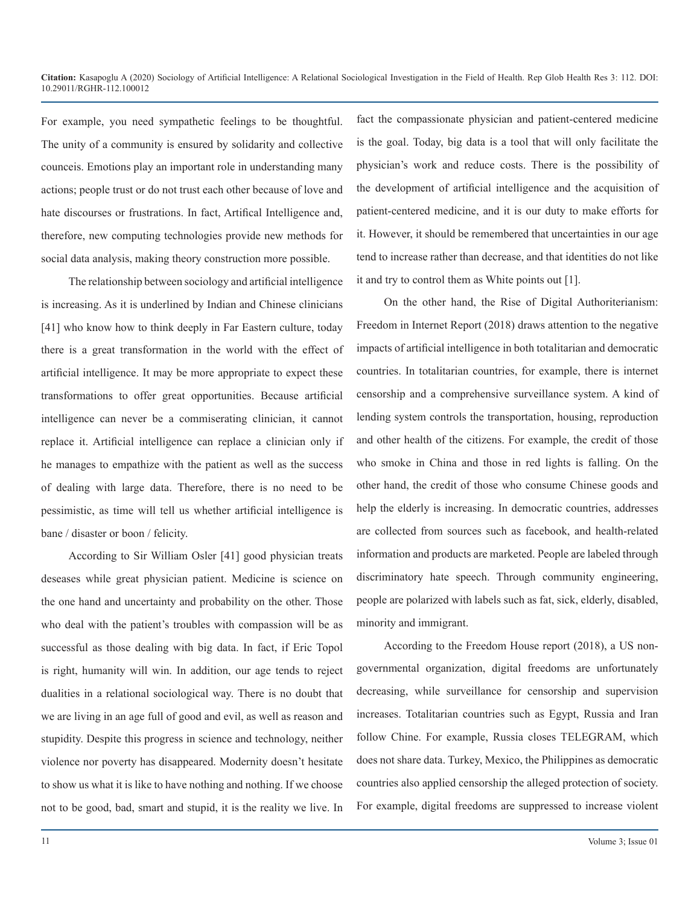For example, you need sympathetic feelings to be thoughtful. The unity of a community is ensured by solidarity and collective counceis. Emotions play an important role in understanding many actions; people trust or do not trust each other because of love and hate discourses or frustrations. In fact, Artifical Intelligence and, therefore, new computing technologies provide new methods for social data analysis, making theory construction more possible.

The relationship between sociology and artificial intelligence is increasing. As it is underlined by Indian and Chinese clinicians [41] who know how to think deeply in Far Eastern culture, today there is a great transformation in the world with the effect of artificial intelligence. It may be more appropriate to expect these transformations to offer great opportunities. Because artificial intelligence can never be a commiserating clinician, it cannot replace it. Artificial intelligence can replace a clinician only if he manages to empathize with the patient as well as the success of dealing with large data. Therefore, there is no need to be pessimistic, as time will tell us whether artificial intelligence is bane / disaster or boon / felicity.

According to Sir William Osler [41] good physician treats deseases while great physician patient. Medicine is science on the one hand and uncertainty and probability on the other. Those who deal with the patient's troubles with compassion will be as successful as those dealing with big data. In fact, if Eric Topol is right, humanity will win. In addition, our age tends to reject dualities in a relational sociological way. There is no doubt that we are living in an age full of good and evil, as well as reason and stupidity. Despite this progress in science and technology, neither violence nor poverty has disappeared. Modernity doesn't hesitate to show us what it is like to have nothing and nothing. If we choose not to be good, bad, smart and stupid, it is the reality we live. In fact the compassionate physician and patient-centered medicine is the goal. Today, big data is a tool that will only facilitate the physician's work and reduce costs. There is the possibility of the development of artificial intelligence and the acquisition of patient-centered medicine, and it is our duty to make efforts for it. However, it should be remembered that uncertainties in our age tend to increase rather than decrease, and that identities do not like it and try to control them as White points out [1].

On the other hand, the Rise of Digital Authoritarianism: Freedom in Internet Report (2018) draws attention to the negative impacts of artificial intelligence in both totalitarian and democratic countries. In totalitarian countries, for example, there is internet censorship and a comprehensive surveillance system. A kind of lending system controls the transportation, housing, reproduction and other health of the citizens. For example, the credit of those who smoke in China and those in red lights is falling. On the other hand, the credit of those who consume Chinese goods and help the elderly is increasing. In democratic countries, addresses are collected from sources such as facebook, and health-related information and products are marketed. People are labeled through discriminatory hate speech. Through community engineering, people are polarized with labels such as fat, sick, elderly, disabled, minority and immigrant.

According to the Freedom House report (2018), a US non-governmental organization, digital freedoms are unfortunately decreasing, while surveillance for censorship and supervision increases. Totalitarian countries such as Egypt, Russia and Iran follow Chine. For example, Russia closes TELEGRAM, which does not share data. Turkey, Mexico, the Philippines as democratic countries also applied censorship the alleged protection of society. For example, digital freedoms are suppressed to increase violent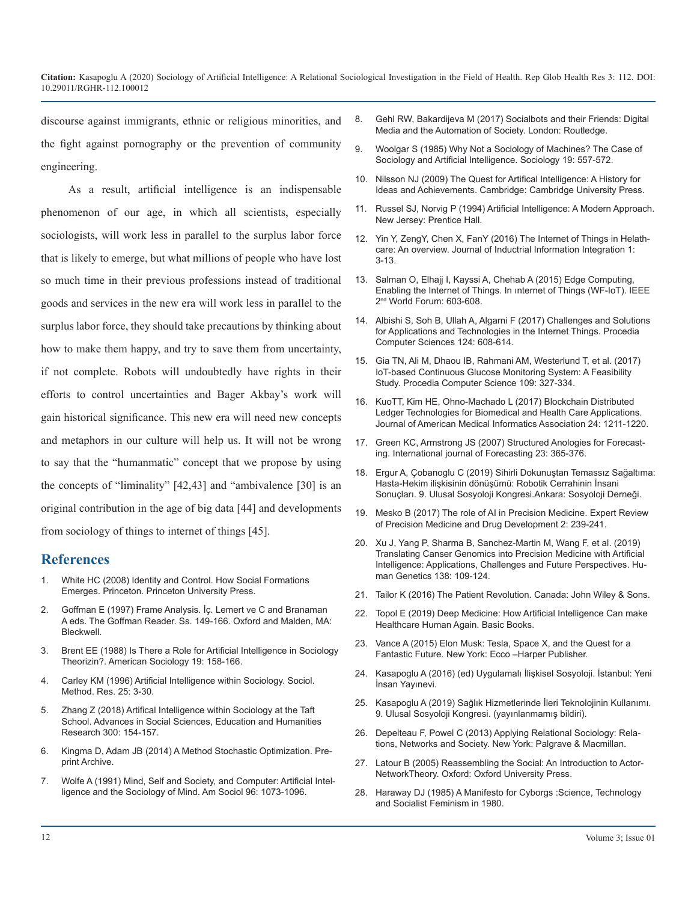discourse against immigrants, ethnic or religious minorities, and the fight against pornography or the prevention of community engineering.

As a result, artificial intelligence is an indispensable phenomenon of our age, in which all scientists, especially sociologists, will work less in parallel to the surplus labor force that is likely to emerge, but what millions of people who have lost so much time in their previous professions instead of traditional goods and services in the new era will work less in parallel to the surplus labor force, they should take precautions by thinking about how to make them happy, and try to save them from uncertainty, if not complete. Robots will undoubtedly have rights in their efforts to control uncertainties and Bager Akbay's work will gain historical significance. This new era will need new concepts and metaphors in our culture will help us. It will not be wrong to say that the "humanmatic" concept that we propose by using the concepts of "liminality" [42,43] and "ambivalence [30] is an original contribution in the age of big data [44] and developments from sociology of things to internet of things [45].

## References

1. White HC (2008) Identity and Control. How Social Formations Emerges. Princeton. Princeton University Press.
2. Goffman E (1997) Frame Analysis. İç. Lemert ve C and Branaman A eds. The Goffman Reader. Ss. 149-166. Oxford and Malden, MA: Bleckwell.
3. Brent EE (1988) Is There a Role for Artificial Intelligence in Sociology Theorizin?. American Sociology 19: 158-166.
4. Carley KM (1996) Artificial Intelligence within Sociology. Sociol. Method. Res. 25: 3-30.
5. Zhang Z (2018) Artifical Intelligence within Sociology at the Taft School. Advances in Social Sciences, Education and Humanities Research 300: 154-157.
6. Kingma D, Adam JB (2014) A Method Stochastic Optimization. Preprint Archive.
7. Wolfe A (1991) Mind, Self and Society, and Computer: Artificial Intelligence and the Sociology of Mind. Am Sociol 96: 1073-1096.
8. Gehl RW, Bakardijeva M (2017) Socialbots and their Friends: Digital Media and the Automation of Society. London: Routledge.
9. Woolgar S (1985) Why Not a Sociology of Machines? The Case of Sociology and Artificial Intelligence. Sociology 19: 557-572.
10. Nilsson NJ (2009) The Quest for Artifical Intelligence: A History for Ideas and Achievements. Cambridge: Cambridge University Press.
11. Russel SJ, Norvig P (1994) Artificial Intelligence: A Modern Approach. New Jersey: Prentice Hall.
12. Yin Y, ZengY, Chen X, FanY (2016) The Internet of Things in Helathcare: An overview. Journal of Inductrial Information Integration 1: 3-13.
13. Salman O, Elhajj I, Kayssi A, Chehab A (2015) Edge Computing, Enabling the Internet of Things. In ınternet of Things (WF-IoT). IEEE 2nd World Forum: 603-608.
14. Albishi S, Soh B, Ullah A, Algarni F (2017) Challenges and Solutions for Applications and Technologies in the Internet Things. Procedia Computer Sciences 124: 608-614.
15. Gia TN, Ali M, Dhaou IB, Rahmani AM, Westerlund T, et al. (2017) IoT-based Continuous Glucose Monitoring System: A Feasibility Study. Procedia Computer Science 109: 327-334.
16. KuoTT, Kim HE, Ohno-Machado L (2017) Blockchain Distributed Ledger Technologies for Biomedical and Health Care Applications. Journal of American Medical Informatics Association 24: 1211-1220.
17. Green KC, Armstrong JS (2007) Structured Anologies for Forecasting. International journal of Forecasting 23: 365-376.
18. Ergur A, Çobanoglu C (2019) Sihirli Dokunuştan Temassız Sağaltıma: Hasta-Hekim ilişkisinin dönüşümü: Robotik Cerrahinin İnsani Sonuçları. 9. Ulusal Sosyoloji Kongresi.Ankara: Sosyoloji Derneği.
19. Mesko B (2017) The role of AI in Precision Medicine. Expert Review of Precision Medicine and Drug Development 2: 239-241.
20. Xu J, Yang P, Sharma B, Sanchez-Martin M, Wang F, et al. (2019) Translating Canser Genomics into Precision Medicine with Artificial Intelligence: Applications, Challenges and Future Perspectives. Human Genetics 138: 109-124.
21. Tailor K (2016) The Patient Revolution. Canada: John Wiley & Sons.
22. Topol E (2019) Deep Medicine: How Artificial Intelligence Can make Healthcare Human Again. Basic Books.
23. Vance A (2015) Elon Musk: Tesla, Space X, and the Quest for a Fantastic Future. New York: Ecco –Harper Publisher.
24. Kasapoglu A (2016) (ed) Uygulamalı İlişkisel Sosyoloji. İstanbul: Yeni İnsan Yayınevi.
25. Kasapoglu A (2019) Sağlık Hizmetlerinde İleri Teknolojinin Kullanımı. 9. Ulusal Sosyoloji Kongresi. (yayınlanmamış bildiri).
26. Depelteau F, Powel C (2013) Applying Relational Sociology: Relations, Networks and Society. New York: Palgrave & Macmillan.
27. Latour B (2005) Reassembling the Social: An Introduction to Actor-NetworkTheory. Oxford: Oxford University Press.
28. Haraway DJ (1985) A Manifesto for Cyborgs :Science, Technology and Socialist Feminism in 1980.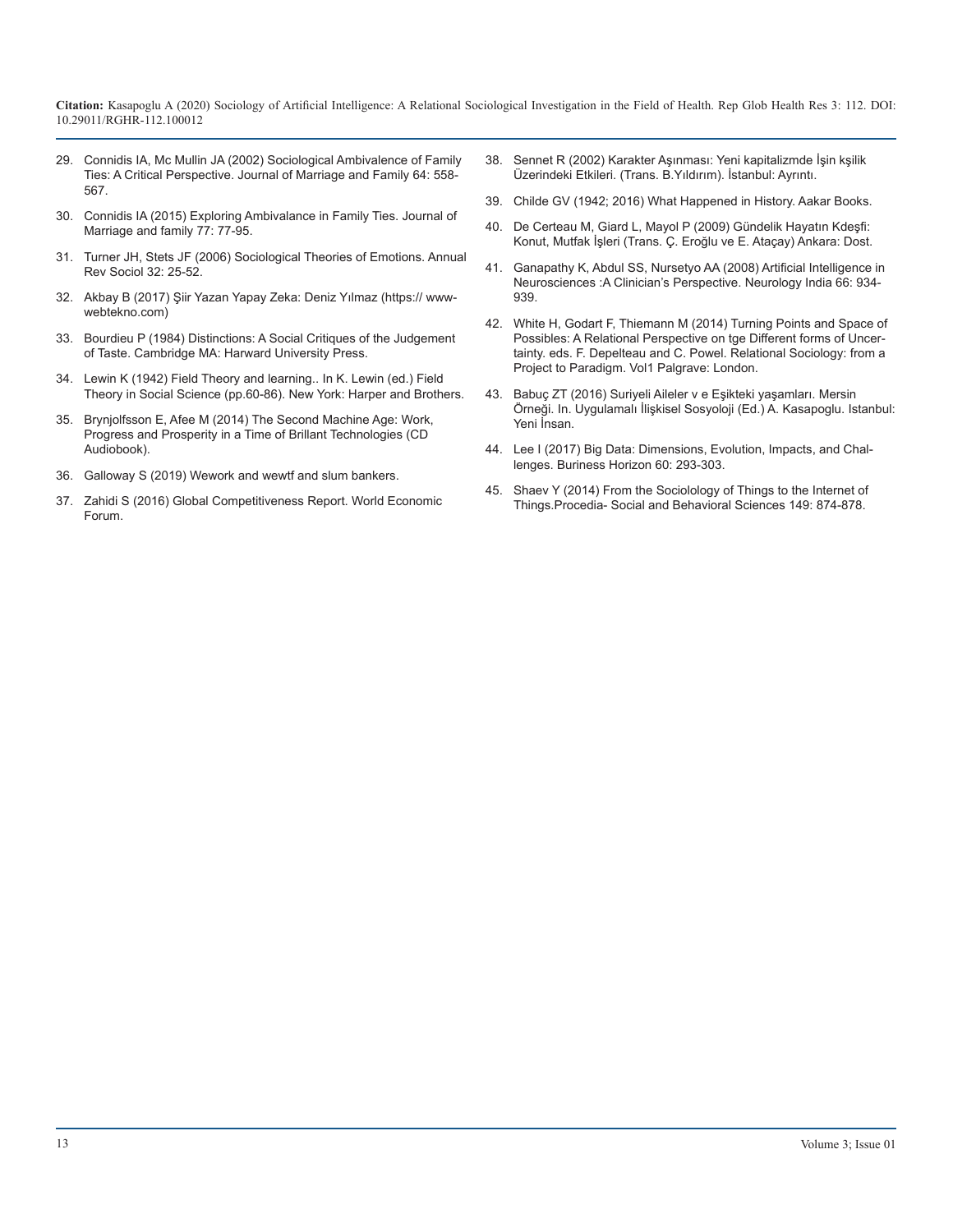29. Connidis IA, Mc Mullin JA (2002) Sociological Ambivalence of Family Ties: A Critical Perspective. Journal of Marriage and Family 64: 558-567.
30. Connidis IA (2015) Exploring Ambivalance in Family Ties. Journal of Marriage and family 77: 77-95.
31. Turner JH, Stets JF (2006) Sociological Theories of Emotions. Annual Rev Sociol 32: 25-52.
32. Akbay B (2017) Şiir Yazan Yapay Zeka: Deniz Yılmaz (https:// www-webtekno.com)
33. Bourdieu P (1984) Distinctions: A Social Critiques of the Judgement of Taste. Cambridge MA: Harward University Press.
34. Lewin K (1942) Field Theory and learning.. In K. Lewin (ed.) Field Theory in Social Science (pp.60-86). New York: Harper and Brothers.
35. Brynjolfsson E, Afee M (2014) The Second Machine Age: Work, Progress and Prosperity in a Time of Brillant Technologies (CD Audiobook).
36. Galloway S (2019) Wework and wewtf and slum bankers.
37. Zahidi S (2016) Global Competitiveness Report. World Economic Forum.
38. Sennet R (2002) Karakter Aşınması: Yeni kapitalizmde İşin kşilik Üzerindeki Etkileri. (Trans. B.Yıldırım). İstanbul: Ayrıntı.
39. Childe GV (1942; 2016) What Happened in History. Aakar Books.
40. De Certeau M, Giard L, Mayol P (2009) Gündelik Hayatın Kdeşfi: Konut, Mutfak İşleri (Trans. Ç. Eroğlu ve E. Ataçay) Ankara: Dost.
41. Ganapathy K, Abdul SS, Nursetyo AA (2008) Artificial Intelligence in Neurosciences :A Clinician's Perspective. Neurology India 66: 934-939.
42. White H, Godart F, Thiemann M (2014) Turning Points and Space of Possibles: A Relational Perspective on tge Different forms of Uncertainty. eds. F. Depelteau and C. Powel. Relational Sociology: from a Project to Paradigm. Vol1 Palgrave: London.
43. Babuç ZT (2016) Suriyeli Aileler v e Eşikteki yaşamları. Mersin Örneği. In. Uygulamalı İlişkisel Sosyoloji (Ed.) A. Kasapoglu. Istanbul: Yeni İnsan.
44. Lee I (2017) Big Data: Dimensions, Evolution, Impacts, and Challenges. Buriness Horizon 60: 293-303.
45. Shaev Y (2014) From the Sociolology of Things to the Internet of Things.Procedia- Social and Behavioral Sciences 149: 874-878.